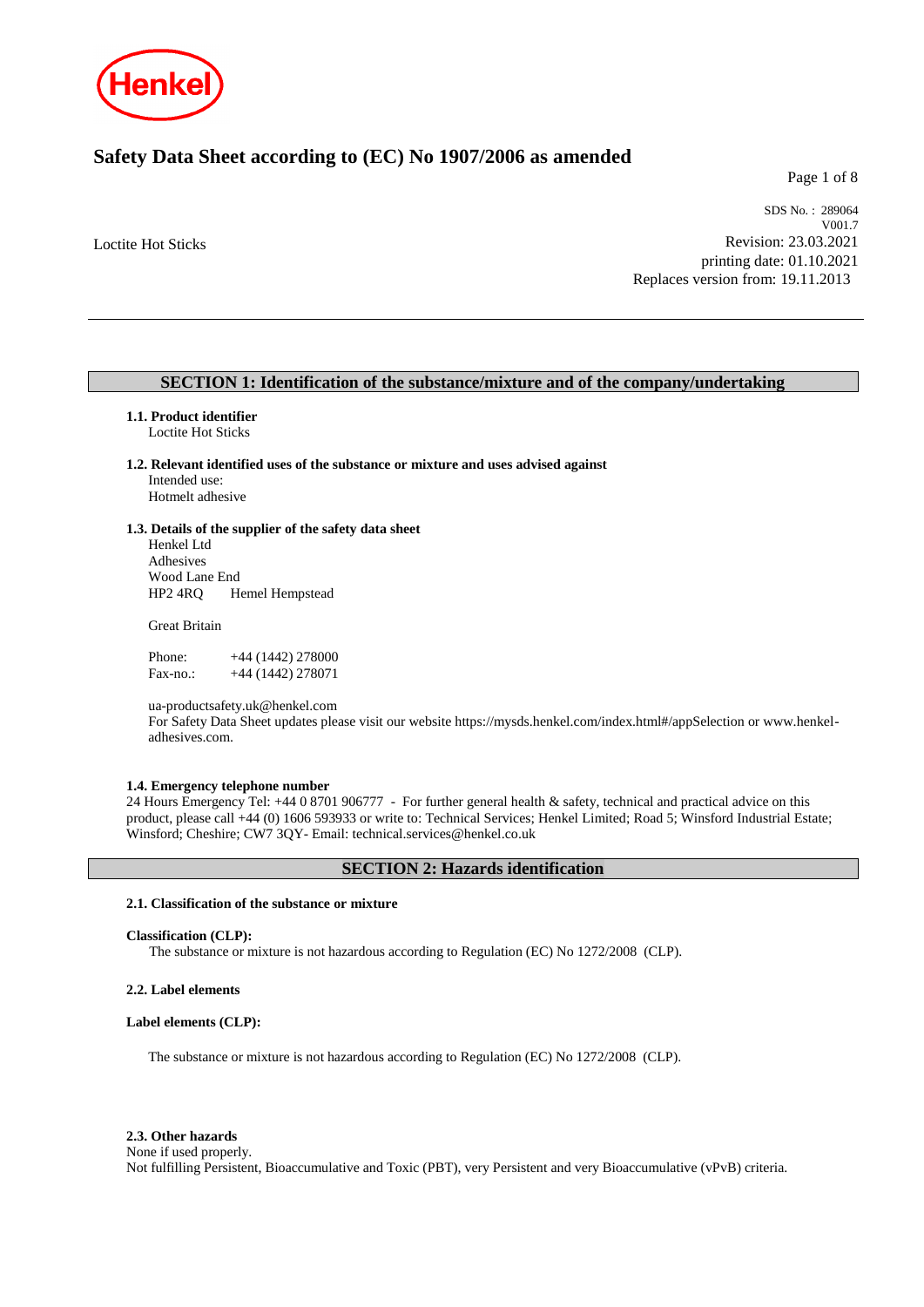Henkel

# Safety Data Sheet according to (EC) No 1907/2006 as amended

Loctite Hot Sticks

SDS No. : 289064
V001.7
Revision: 23.03.2021
printing date: 01.10.2021
Replaces version from: 19.11.2013

## SECTION 1: Identification of the substance/mixture and of the company/undertaking

**1.1. Product identifier**
Loctite Hot Sticks

**1.2. Relevant identified uses of the substance or mixture and uses advised against**
Intended use:
Hotmelt adhesive

**1.3. Details of the supplier of the safety data sheet**
Henkel Ltd
Adhesives
Wood Lane End
HP2 4RQ Hemel Hempstead

Great Britain

Phone: +44 (1442) 278000
Fax-no.: +44 (1442) 278071

ua-productsafety.uk@henkel.com
For Safety Data Sheet updates please visit our website https://mysds.henkel.com/index.html#/appSelection or www.henkel-adhesives.com.

**1.4. Emergency telephone number**
24 Hours Emergency Tel: +44 0 8701 906777 - For further general health & safety, technical and practical advice on this product, please call +44 (0) 1606 593933 or write to: Technical Services; Henkel Limited; Road 5; Winsford Industrial Estate; Winsford; Cheshire; CW7 3QY- Email: technical.services@henkel.co.uk

## SECTION 2: Hazards identification

**2.1. Classification of the substance or mixture**

**Classification (CLP):**
The substance or mixture is not hazardous according to Regulation (EC) No 1272/2008 (CLP).

**2.2. Label elements**

**Label elements (CLP):**

The substance or mixture is not hazardous according to Regulation (EC) No 1272/2008 (CLP).

**2.3. Other hazards**
None if used properly.
Not fulfilling Persistent, Bioaccumulative and Toxic (PBT), very Persistent and very Bioaccumulative (vPvB) criteria.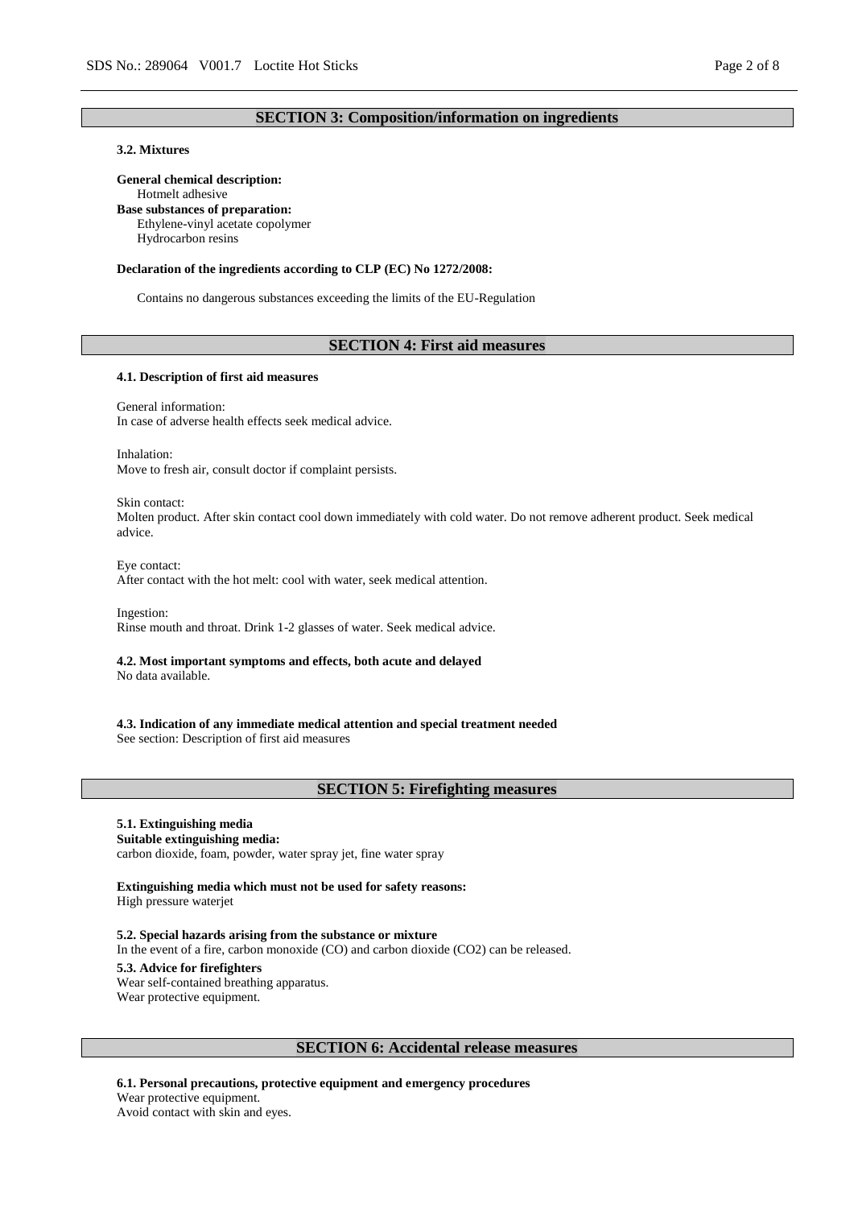## SECTION 3: Composition/information on ingredients

### 3.2. Mixtures

**General chemical description:**
Hotmelt adhesive

**Base substances of preparation:**
Ethylene-vinyl acetate copolymer
Hydrocarbon resins

**Declaration of the ingredients according to CLP (EC) No 1272/2008:**

Contains no dangerous substances exceeding the limits of the EU-Regulation

## SECTION 4: First aid measures

### 4.1. Description of first aid measures

General information:
In case of adverse health effects seek medical advice.

Inhalation:
Move to fresh air, consult doctor if complaint persists.

Skin contact:
Molten product. After skin contact cool down immediately with cold water. Do not remove adherent product. Seek medical advice.

Eye contact:
After contact with the hot melt: cool with water, seek medical attention.

Ingestion:
Rinse mouth and throat. Drink 1-2 glasses of water. Seek medical advice.

### 4.2. Most important symptoms and effects, both acute and delayed

No data available.

### 4.3. Indication of any immediate medical attention and special treatment needed

See section: Description of first aid measures

## SECTION 5: Firefighting measures

### 5.1. Extinguishing media

**Suitable extinguishing media:**
carbon dioxide, foam, powder, water spray jet, fine water spray

**Extinguishing media which must not be used for safety reasons:**
High pressure waterjet

### 5.2. Special hazards arising from the substance or mixture

In the event of a fire, carbon monoxide (CO) and carbon dioxide ($CO_2$) can be released.

### 5.3. Advice for firefighters

Wear self-contained breathing apparatus.
Wear protective equipment.

## SECTION 6: Accidental release measures

### 6.1. Personal precautions, protective equipment and emergency procedures

Wear protective equipment.
Avoid contact with skin and eyes.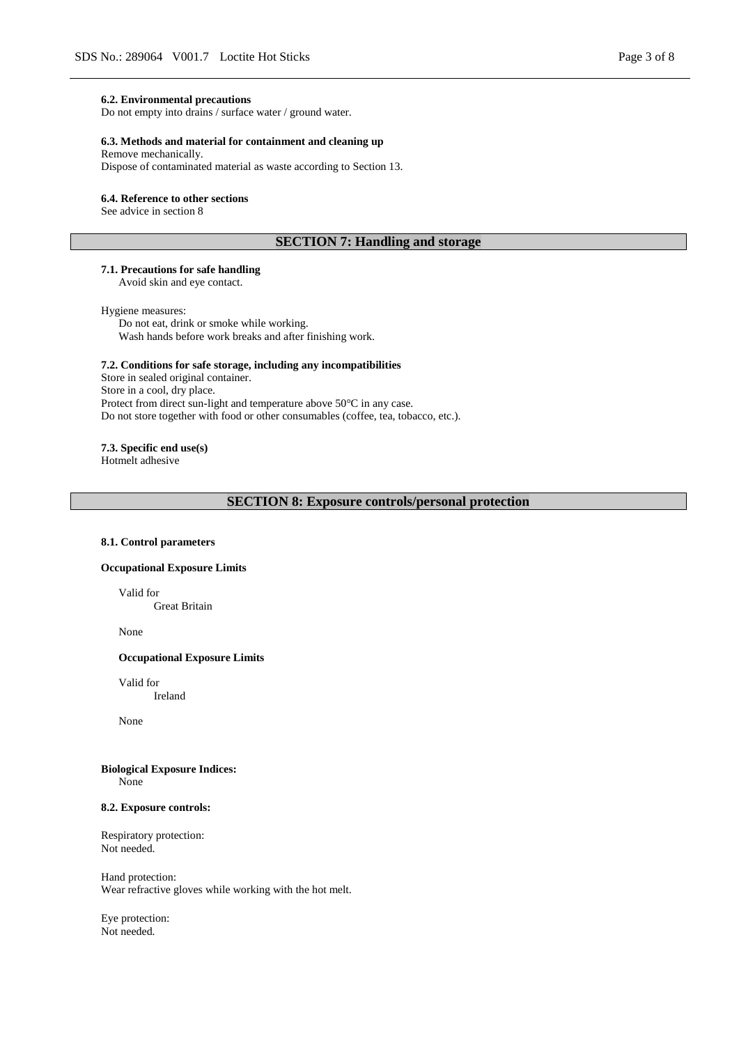#### 6.2. Environmental precautions

Do not empty into drains / surface water / ground water.

#### 6.3. Methods and material for containment and cleaning up

Remove mechanically.
Dispose of contaminated material as waste according to Section 13.

#### 6.4. Reference to other sections

See advice in section 8

## SECTION 7: Handling and storage

#### 7.1. Precautions for safe handling

Avoid skin and eye contact.

Hygiene measures:
Do not eat, drink or smoke while working.
Wash hands before work breaks and after finishing work.

#### 7.2. Conditions for safe storage, including any incompatibilities

Store in sealed original container.
Store in a cool, dry place.
Protect from direct sun-light and temperature above 50°C in any case.
Do not store together with food or other consumables (coffee, tea, tobacco, etc.).

#### 7.3. Specific end use(s)

Hotmelt adhesive

## SECTION 8: Exposure controls/personal protection

#### 8.1. Control parameters

**Occupational Exposure Limits**

Valid for
Great Britain

None

**Occupational Exposure Limits**

Valid for
Ireland

None

**Biological Exposure Indices:**
None

#### 8.2. Exposure controls:

Respiratory protection:
Not needed.

Hand protection:
Wear refractive gloves while working with the hot melt.

Eye protection:
Not needed.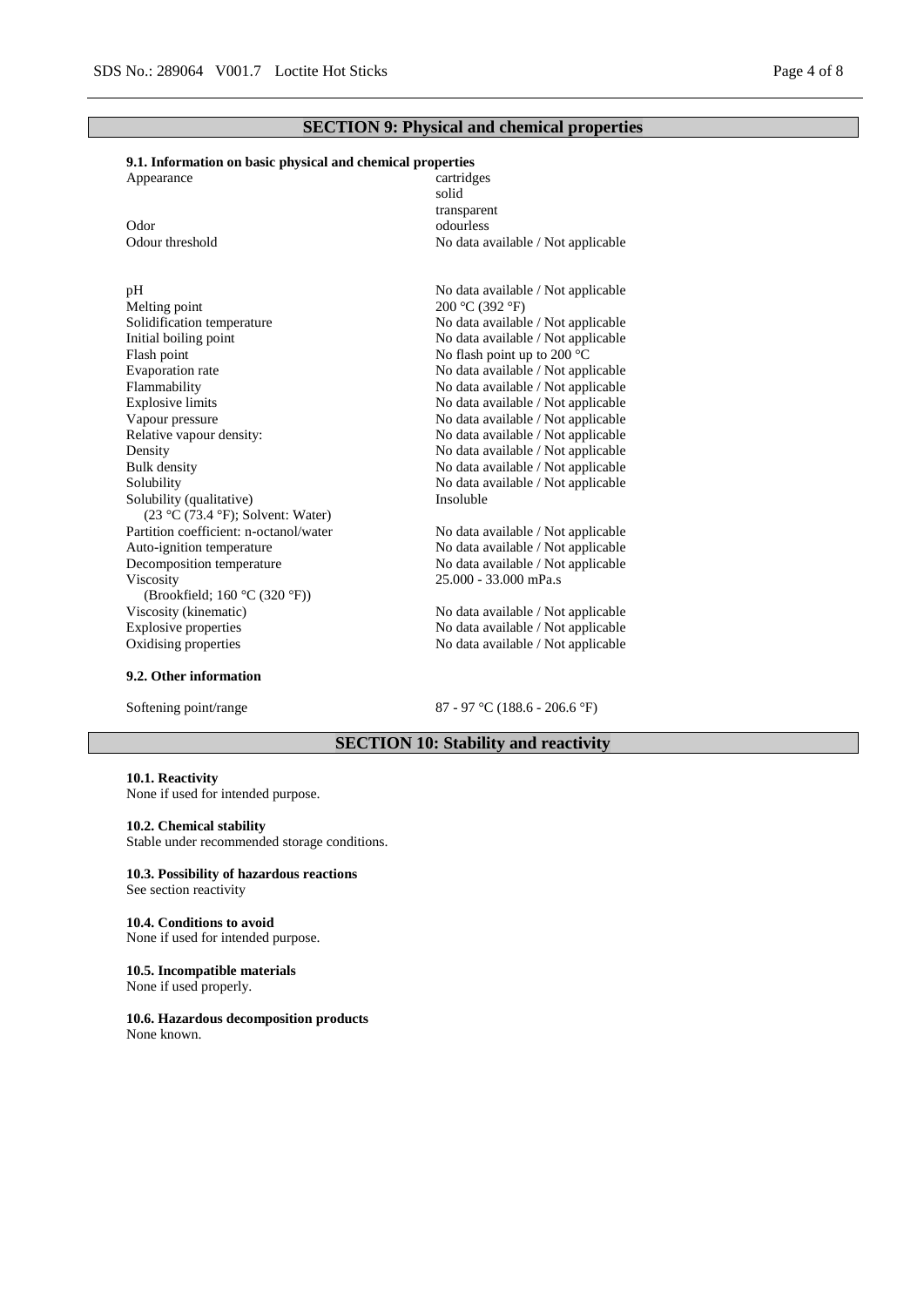## SECTION 9: Physical and chemical properties

### 9.1. Information on basic physical and chemical properties

| | |
|---|---|
| Appearance | cartridges<br>solid<br>transparent |
| Odor | odourless |
| Odour threshold | No data available / Not applicable |
| pH | No data available / Not applicable |
| Melting point | 200 °C (392 °F) |
| Solidification temperature | No data available / Not applicable |
| Initial boiling point | No data available / Not applicable |
| Flash point | No flash point up to 200 °C |
| Evaporation rate | No data available / Not applicable |
| Flammability | No data available / Not applicable |
| Explosive limits | No data available / Not applicable |
| Vapour pressure | No data available / Not applicable |
| Relative vapour density: | No data available / Not applicable |
| Density | No data available / Not applicable |
| Bulk density | No data available / Not applicable |
| Solubility | No data available / Not applicable |
| Solubility (qualitative)<br>(23 °C (73.4 °F); Solvent: Water) | Insoluble |
| Partition coefficient: n-octanol/water | No data available / Not applicable |
| Auto-ignition temperature | No data available / Not applicable |
| Decomposition temperature | No data available / Not applicable |
| Viscosity<br>(Brookfield; 160 °C (320 °F)) | 25.000 - 33.000 mPa.s |
| Viscosity (kinematic) | No data available / Not applicable |
| Explosive properties | No data available / Not applicable |
| Oxidising properties | No data available / Not applicable |

### 9.2. Other information

| | |
|---|---|
| Softening point/range | 87 - 97 °C (188.6 - 206.6 °F) |

## SECTION 10: Stability and reactivity

**10.1. Reactivity**
None if used for intended purpose.

**10.2. Chemical stability**
Stable under recommended storage conditions.

**10.3. Possibility of hazardous reactions**
See section reactivity

**10.4. Conditions to avoid**
None if used for intended purpose.

**10.5. Incompatible materials**
None if used properly.

**10.6. Hazardous decomposition products**
None known.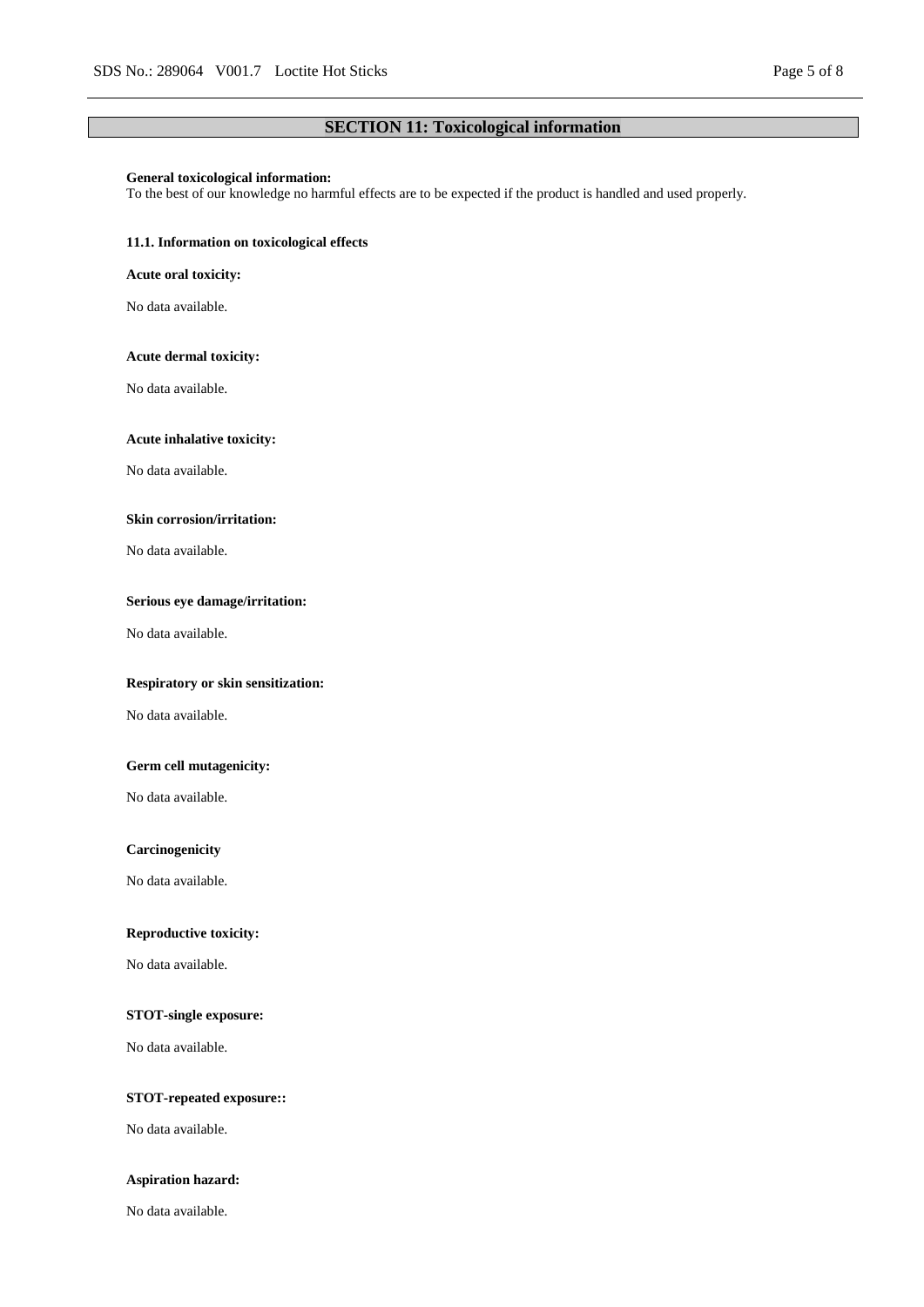## SECTION 11: Toxicological information

**General toxicological information:**
To the best of our knowledge no harmful effects are to be expected if the product is handled and used properly.

### 11.1. Information on toxicological effects

**Acute oral toxicity:**

No data available.

**Acute dermal toxicity:**

No data available.

**Acute inhalative toxicity:**

No data available.

**Skin corrosion/irritation:**

No data available.

**Serious eye damage/irritation:**

No data available.

**Respiratory or skin sensitization:**

No data available.

**Germ cell mutagenicity:**

No data available.

**Carcinogenicity**

No data available.

**Reproductive toxicity:**

No data available.

**STOT-single exposure:**

No data available.

**STOT-repeated exposure::**

No data available.

**Aspiration hazard:**

No data available.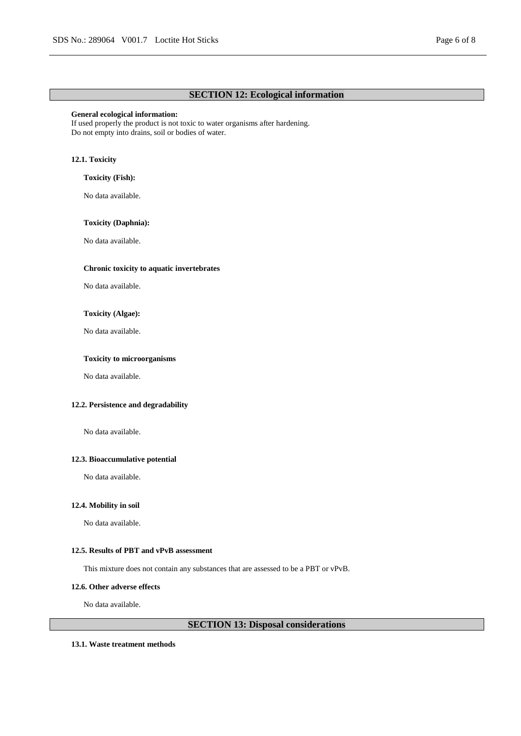## SECTION 12: Ecological information

**General ecological information:**
If used properly the product is not toxic to water organisms after hardening.
Do not empty into drains, soil or bodies of water.

### 12.1. Toxicity

**Toxicity (Fish):**

No data available.

**Toxicity (Daphnia):**

No data available.

**Chronic toxicity to aquatic invertebrates**

No data available.

**Toxicity (Algae):**

No data available.

**Toxicity to microorganisms**

No data available.

### 12.2. Persistence and degradability

No data available.

### 12.3. Bioaccumulative potential

No data available.

### 12.4. Mobility in soil

No data available.

### 12.5. Results of PBT and vPvB assessment

This mixture does not contain any substances that are assessed to be a PBT or vPvB.

### 12.6. Other adverse effects

No data available.

## SECTION 13: Disposal considerations

### 13.1. Waste treatment methods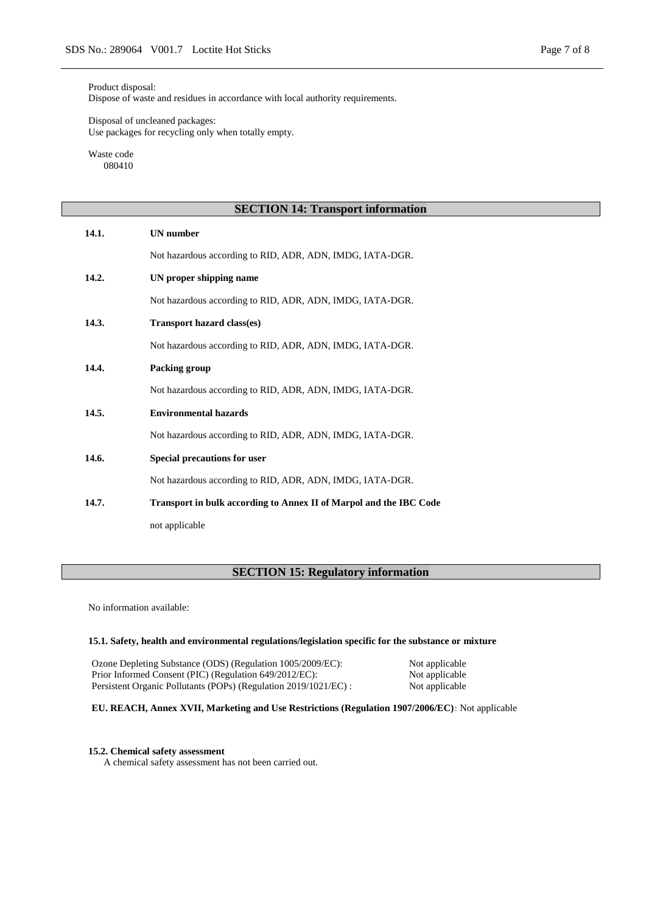Product disposal:
Dispose of waste and residues in accordance with local authority requirements.

Disposal of uncleaned packages:
Use packages for recycling only when totally empty.

Waste code
080410

## SECTION 14: Transport information

**14.1. UN number**

Not hazardous according to RID, ADR, ADN, IMDG, IATA-DGR.

**14.2. UN proper shipping name**

Not hazardous according to RID, ADR, ADN, IMDG, IATA-DGR.

**14.3. Transport hazard class(es)**

Not hazardous according to RID, ADR, ADN, IMDG, IATA-DGR.

**14.4. Packing group**

Not hazardous according to RID, ADR, ADN, IMDG, IATA-DGR.

**14.5. Environmental hazards**

Not hazardous according to RID, ADR, ADN, IMDG, IATA-DGR.

**14.6. Special precautions for user**

Not hazardous according to RID, ADR, ADN, IMDG, IATA-DGR.

**14.7. Transport in bulk according to Annex II of Marpol and the IBC Code**

not applicable

## SECTION 15: Regulatory information

No information available:

**15.1. Safety, health and environmental regulations/legislation specific for the substance or mixture**

| | |
|---|---|
| Ozone Depleting Substance (ODS) (Regulation 1005/2009/EC): | Not applicable |
| Prior Informed Consent (PIC) (Regulation 649/2012/EC): | Not applicable |
| Persistent Organic Pollutants (POPs) (Regulation 2019/1021/EC) : | Not applicable |

**EU. REACH, Annex XVII, Marketing and Use Restrictions (Regulation 1907/2006/EC)**: Not applicable

**15.2. Chemical safety assessment**

A chemical safety assessment has not been carried out.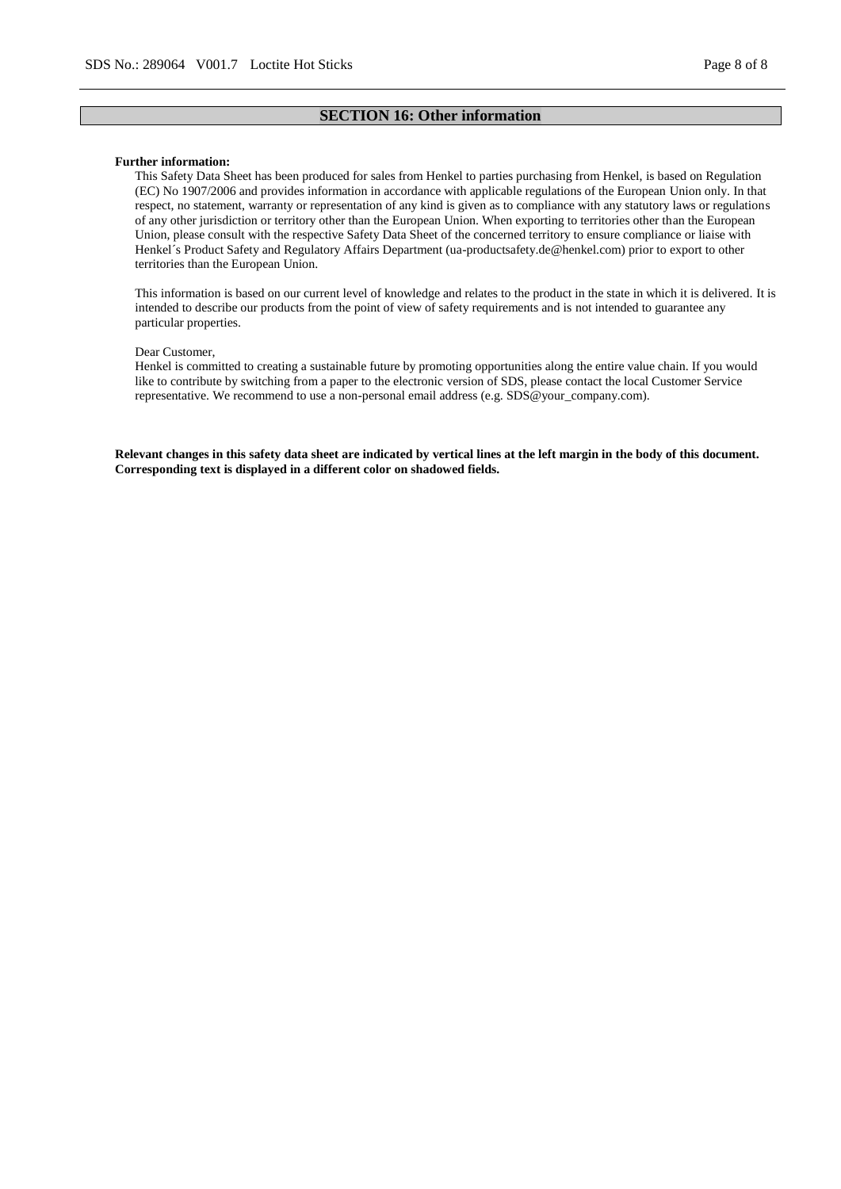## SECTION 16: Other information

**Further information:**

This Safety Data Sheet has been produced for sales from Henkel to parties purchasing from Henkel, is based on Regulation (EC) No 1907/2006 and provides information in accordance with applicable regulations of the European Union only. In that respect, no statement, warranty or representation of any kind is given as to compliance with any statutory laws or regulations of any other jurisdiction or territory other than the European Union. When exporting to territories other than the European Union, please consult with the respective Safety Data Sheet of the concerned territory to ensure compliance or liaise with Henkel´s Product Safety and Regulatory Affairs Department (ua-productsafety.de@henkel.com) prior to export to other territories than the European Union.

This information is based on our current level of knowledge and relates to the product in the state in which it is delivered. It is intended to describe our products from the point of view of safety requirements and is not intended to guarantee any particular properties.

Dear Customer,

Henkel is committed to creating a sustainable future by promoting opportunities along the entire value chain. If you would like to contribute by switching from a paper to the electronic version of SDS, please contact the local Customer Service representative. We recommend to use a non-personal email address (e.g. SDS@your_company.com).

**Relevant changes in this safety data sheet are indicated by vertical lines at the left margin in the body of this document. Corresponding text is displayed in a different color on shadowed fields.**